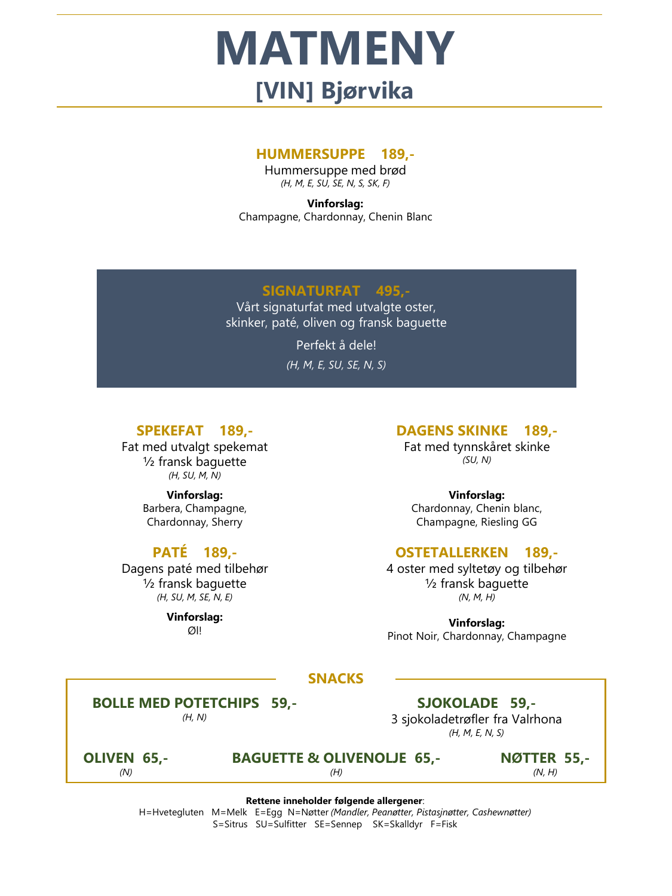# MATMENY

## [VIN] Bjørvika

### HUMMERSUPPE 189,-

Hummersuppe med brød

*(H, M, E, SU, SE, N, S, SK, F)*

**Vinforslag:**
Champagne, Chardonnay, Chenin Blanc

### SIGNATURFAT 495,-

Vårt signaturfat med utvalgte oster, skinker, paté, oliven og fransk baguette

Perfekt å dele!

*(H, M, E, SU, SE, N, S)*

### SPEKEFAT 189,-

Fat med utvalgt spekemat
½ fransk baguette

*(H, SU, M, N)*

**Vinforslag:**
Barbera, Champagne, Chardonnay, Sherry

### PATÉ 189,-

Dagens paté med tilbehør
½ fransk baguette

*(H, SU, M, SE, N, E)*

**Vinforslag:**
Øl!

### DAGENS SKINKE 189,-

Fat med tynnskåret skinke

*(SU, N)*

**Vinforslag:**
Chardonnay, Chenin blanc, Champagne, Riesling GG

### OSTETALLERKEN 189,-

4 oster med syltetøy og tilbehør
½ fransk baguette

*(N, M, H)*

**Vinforslag:**
Pinot Noir, Chardonnay, Champagne

## SNACKS

### BOLLE MED POTETCHIPS 59,-

*(H, N)*

### SJOKOLADE 59,-

3 sjokoladetrøfler fra Valrhona

*(H, M, E, N, S)*

### OLIVEN 65,-

*(N)*

### BAGUETTE & OLIVENOLJE 65,-

*(H)*

### NØTTER 55,-

*(N, H)*

**Rettene inneholder følgende allergener**:
H=Hvetegluten M=Melk E=Egg N=Nøtter *(Mandler, Peanøtter, Pistasjnøtter, Cashewnøtter)*
S=Sitrus SU=Sulfitter SE=Sennep SK=Skalldyr F=Fisk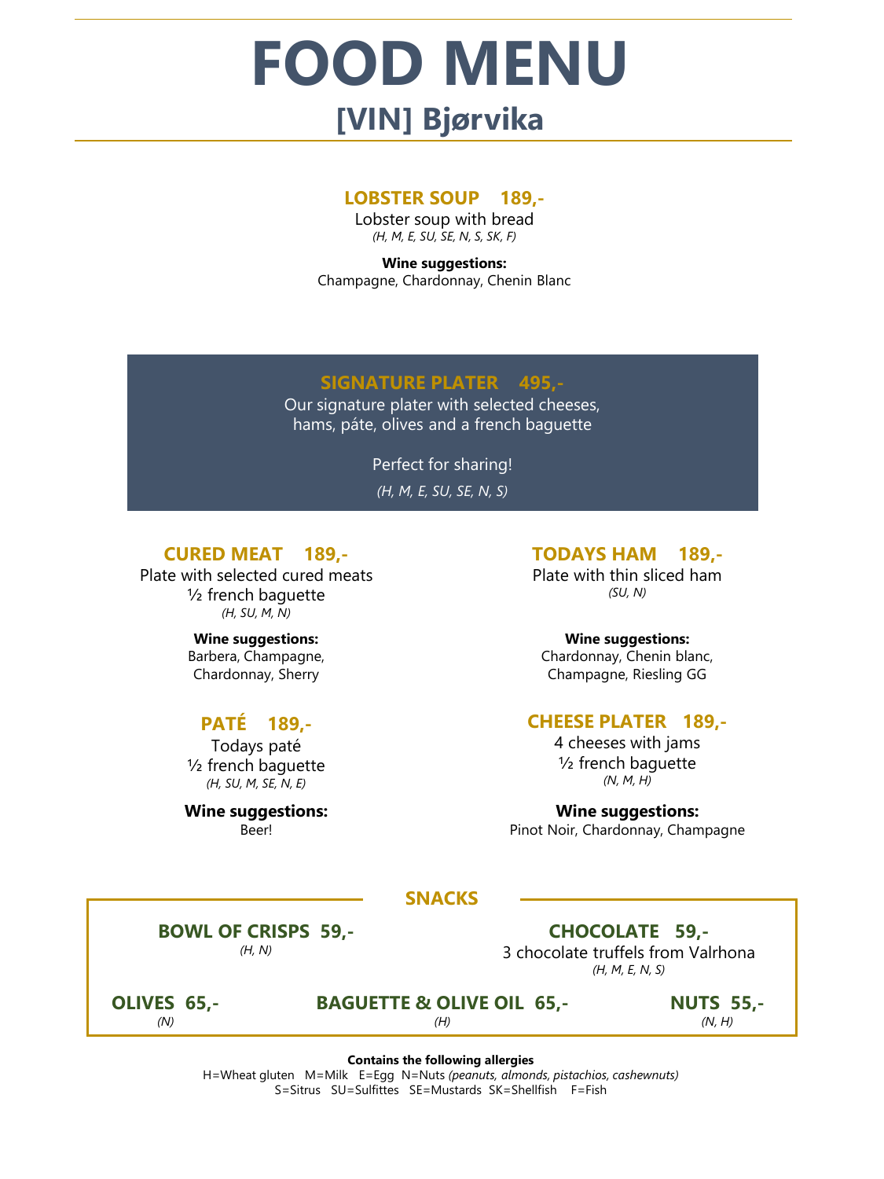# FOOD MENU

## [VIN] Bjørvika

### LOBSTER SOUP 189,-

Lobster soup with bread

*(H, M, E, SU, SE, N, S, SK, F)*

**Wine suggestions:**
Champagne, Chardonnay, Chenin Blanc

### SIGNATURE PLATER 495,-

Our signature plater with selected cheeses, hams, páte, olives and a french baguette

Perfect for sharing!

*(H, M, E, SU, SE, N, S)*

### CURED MEAT 189,-

Plate with selected cured meats
½ french baguette

*(H, SU, M, N)*

**Wine suggestions:**
Barbera, Champagne, Chardonnay, Sherry

### PATÉ 189,-

Todays paté
½ french baguette

*(H, SU, M, SE, N, E)*

**Wine suggestions:**
Beer!

### TODAYS HAM 189,-

Plate with thin sliced ham

*(SU, N)*

**Wine suggestions:**
Chardonnay, Chenin blanc, Champagne, Riesling GG

### CHEESE PLATER 189,-

4 cheeses with jams
½ french baguette

*(N, M, H)*

**Wine suggestions:**
Pinot Noir, Chardonnay, Champagne

## SNACKS

**BOWL OF CRISPS 59,-**
*(H, N)*

**CHOCOLATE 59,-**
3 chocolate truffels from Valrhona
*(H, M, E, N, S)*

**OLIVES 65,-**
*(N)*

**BAGUETTE & OLIVE OIL 65,-**
*(H)*

**NUTS 55,-**
*(N, H)*

**Contains the following allergies**

H=Wheat gluten M=Milk E=Egg N=Nuts *(peanuts, almonds, pistachios, cashewnuts)*
S=Sitrus SU=Sulfittes SE=Mustards SK=Shellfish F=Fish